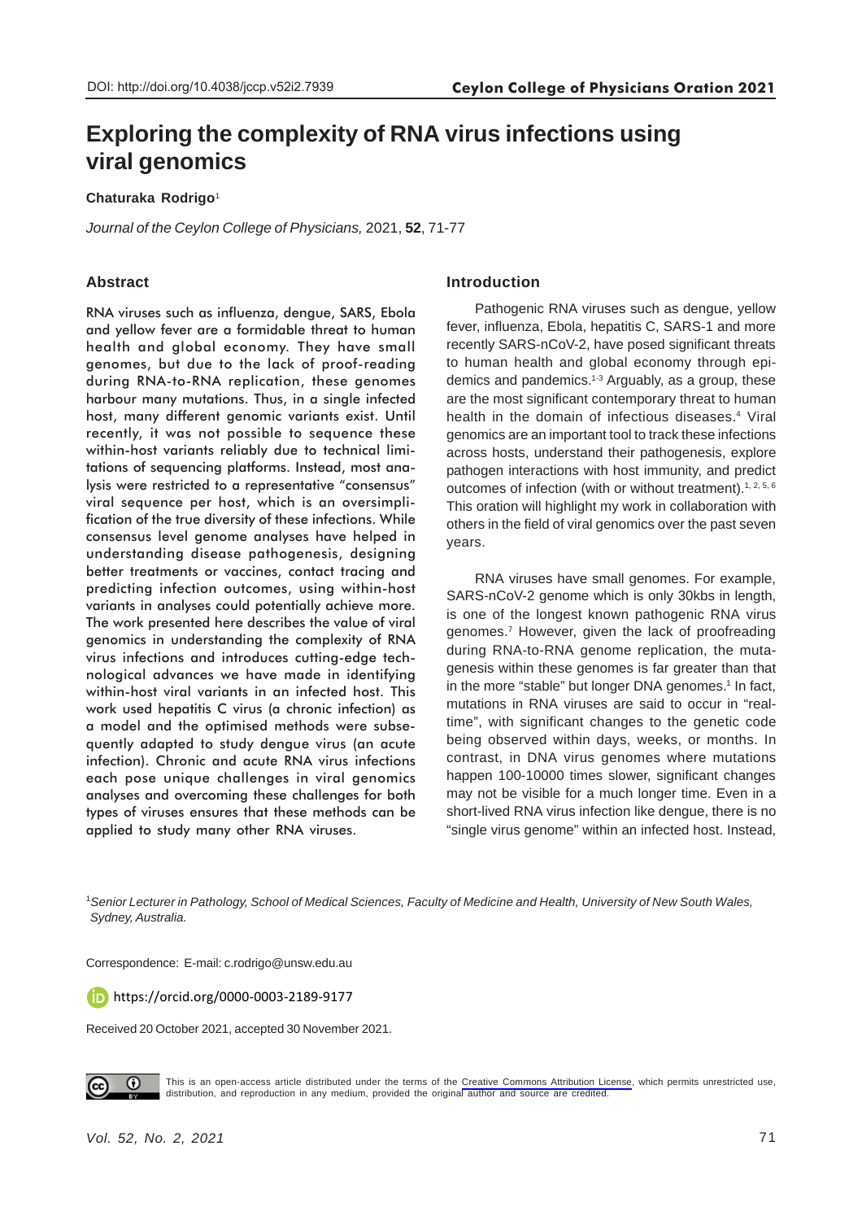DOI: http://doi.org/10.4038/jccp.v52i2.7939

**Ceylon College of Physicians Oration 2021**

# Exploring the complexity of RNA virus infections using viral genomics

**Chaturaka Rodrigo**[1]

*Journal of the Ceylon College of Physicians,* 2021, **52**, 71-77

## Abstract

RNA viruses such as influenza, dengue, SARS, Ebola and yellow fever are a formidable threat to human health and global economy. They have small genomes, but due to the lack of proof-reading during RNA-to-RNA replication, these genomes harbour many mutations. Thus, in a single infected host, many different genomic variants exist. Until recently, it was not possible to sequence these within-host variants reliably due to technical limitations of sequencing platforms. Instead, most analysis were restricted to a representative "consensus" viral sequence per host, which is an oversimplification of the true diversity of these infections. While consensus level genome analyses have helped in understanding disease pathogenesis, designing better treatments or vaccines, contact tracing and predicting infection outcomes, using within-host variants in analyses could potentially achieve more. The work presented here describes the value of viral genomics in understanding the complexity of RNA virus infections and introduces cutting-edge technological advances we have made in identifying within-host viral variants in an infected host. This work used hepatitis C virus (a chronic infection) as a model and the optimised methods were subsequently adapted to study dengue virus (an acute infection). Chronic and acute RNA virus infections each pose unique challenges in viral genomics analyses and overcoming these challenges for both types of viruses ensures that these methods can be applied to study many other RNA viruses.

## Introduction

Pathogenic RNA viruses such as dengue, yellow fever, influenza, Ebola, hepatitis C, SARS-1 and more recently SARS-nCoV-2, have posed significant threats to human health and global economy through epidemics and pandemics.[1-3] Arguably, as a group, these are the most significant contemporary threat to human health in the domain of infectious diseases.[4] Viral genomics are an important tool to track these infections across hosts, understand their pathogenesis, explore pathogen interactions with host immunity, and predict outcomes of infection (with or without treatment).[1, 2, 5, 6] This oration will highlight my work in collaboration with others in the field of viral genomics over the past seven years.

RNA viruses have small genomes. For example, SARS-nCoV-2 genome which is only 30kbs in length, is one of the longest known pathogenic RNA virus genomes.[7] However, given the lack of proofreading during RNA-to-RNA genome replication, the mutagenesis within these genomes is far greater than that in the more "stable" but longer DNA genomes.[1] In fact, mutations in RNA viruses are said to occur in "real-time", with significant changes to the genetic code being observed within days, weeks, or months. In contrast, in DNA virus genomes where mutations happen 100-10000 times slower, significant changes may not be visible for a much longer time. Even in a short-lived RNA virus infection like dengue, there is no "single virus genome" within an infected host. Instead,

[1]*Senior Lecturer in Pathology, School of Medical Sciences, Faculty of Medicine and Health, University of New South Wales, Sydney, Australia.*

Correspondence: E-mail: c.rodrigo@unsw.edu.au

https://orcid.org/0000-0003-2189-9177

Received 20 October 2021, accepted 30 November 2021.

This is an open-access article distributed under the terms of the Creative Commons Attribution License, which permits unrestricted use, distribution, and reproduction in any medium, provided the original author and source are credited.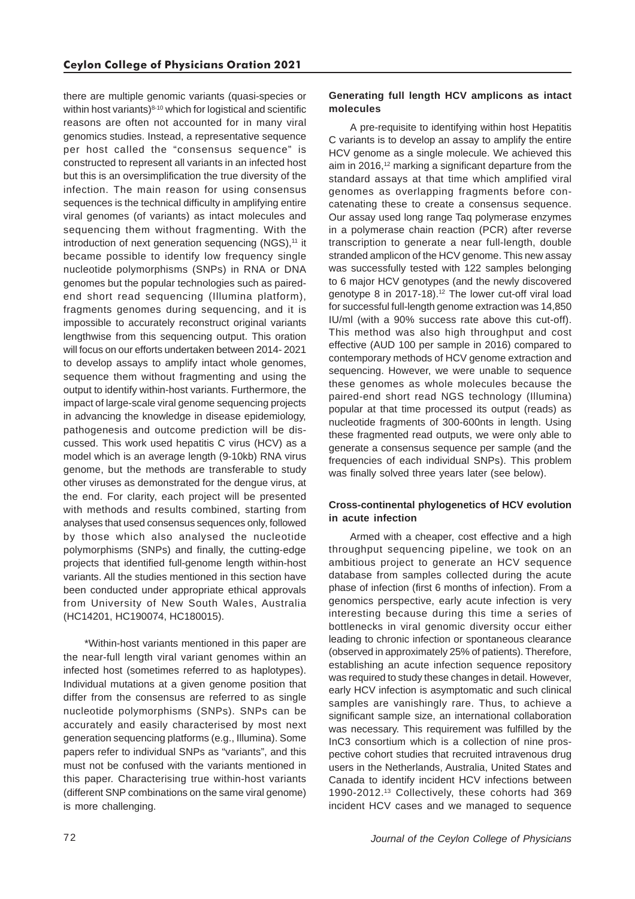there are multiple genomic variants (quasi-species or within host variants)[8-10] which for logistical and scientific reasons are often not accounted for in many viral genomics studies. Instead, a representative sequence per host called the "consensus sequence" is constructed to represent all variants in an infected host but this is an oversimplification the true diversity of the infection. The main reason for using consensus sequences is the technical difficulty in amplifying entire viral genomes (of variants) as intact molecules and sequencing them without fragmenting. With the introduction of next generation sequencing (NGS),[11] it became possible to identify low frequency single nucleotide polymorphisms (SNPs) in RNA or DNA genomes but the popular technologies such as paired-end short read sequencing (Illumina platform), fragments genomes during sequencing, and it is impossible to accurately reconstruct original variants lengthwise from this sequencing output. This oration will focus on our efforts undertaken between 2014- 2021 to develop assays to amplify intact whole genomes, sequence them without fragmenting and using the output to identify within-host variants. Furthermore, the impact of large-scale viral genome sequencing projects in advancing the knowledge in disease epidemiology, pathogenesis and outcome prediction will be discussed. This work used hepatitis C virus (HCV) as a model which is an average length (9-10kb) RNA virus genome, but the methods are transferable to study other viruses as demonstrated for the dengue virus, at the end. For clarity, each project will be presented with methods and results combined, starting from analyses that used consensus sequences only, followed by those which also analysed the nucleotide polymorphisms (SNPs) and finally, the cutting-edge projects that identified full-genome length within-host variants. All the studies mentioned in this section have been conducted under appropriate ethical approvals from University of New South Wales, Australia (HC14201, HC190074, HC180015).

*Within-host variants mentioned in this paper are the near-full length viral variant genomes within an infected host (sometimes referred to as haplotypes). Individual mutations at a given genome position that differ from the consensus are referred to as single nucleotide polymorphisms (SNPs). SNPs can be accurately and easily characterised by most next generation sequencing platforms (e.g., Illumina). Some papers refer to individual SNPs as "variants", and this must not be confused with the variants mentioned in this paper. Characterising true within-host variants (different SNP combinations on the same viral genome) is more challenging.

**Generating full length HCV amplicons as intact molecules**

A pre-requisite to identifying within host Hepatitis C variants is to develop an assay to amplify the entire HCV genome as a single molecule. We achieved this aim in 2016,[12] marking a significant departure from the standard assays at that time which amplified viral genomes as overlapping fragments before concatenating these to create a consensus sequence. Our assay used long range Taq polymerase enzymes in a polymerase chain reaction (PCR) after reverse transcription to generate a near full-length, double stranded amplicon of the HCV genome. This new assay was successfully tested with 122 samples belonging to 6 major HCV genotypes (and the newly discovered genotype 8 in 2017-18).[12] The lower cut-off viral load for successful full-length genome extraction was 14,850 IU/ml (with a 90% success rate above this cut-off). This method was also high throughput and cost effective (AUD 100 per sample in 2016) compared to contemporary methods of HCV genome extraction and sequencing. However, we were unable to sequence these genomes as whole molecules because the paired-end short read NGS technology (Illumina) popular at that time processed its output (reads) as nucleotide fragments of 300-600nts in length. Using these fragmented read outputs, we were only able to generate a consensus sequence per sample (and the frequencies of each individual SNPs). This problem was finally solved three years later (see below).

**Cross-continental phylogenetics of HCV evolution in acute infection**

Armed with a cheaper, cost effective and a high throughput sequencing pipeline, we took on an ambitious project to generate an HCV sequence database from samples collected during the acute phase of infection (first 6 months of infection). From a genomics perspective, early acute infection is very interesting because during this time a series of bottlenecks in viral genomic diversity occur either leading to chronic infection or spontaneous clearance (observed in approximately 25% of patients). Therefore, establishing an acute infection sequence repository was required to study these changes in detail. However, early HCV infection is asymptomatic and such clinical samples are vanishingly rare. Thus, to achieve a significant sample size, an international collaboration was necessary. This requirement was fulfilled by the InC3 consortium which is a collection of nine prospective cohort studies that recruited intravenous drug users in the Netherlands, Australia, United States and Canada to identify incident HCV infections between 1990-2012.[13] Collectively, these cohorts had 369 incident HCV cases and we managed to sequence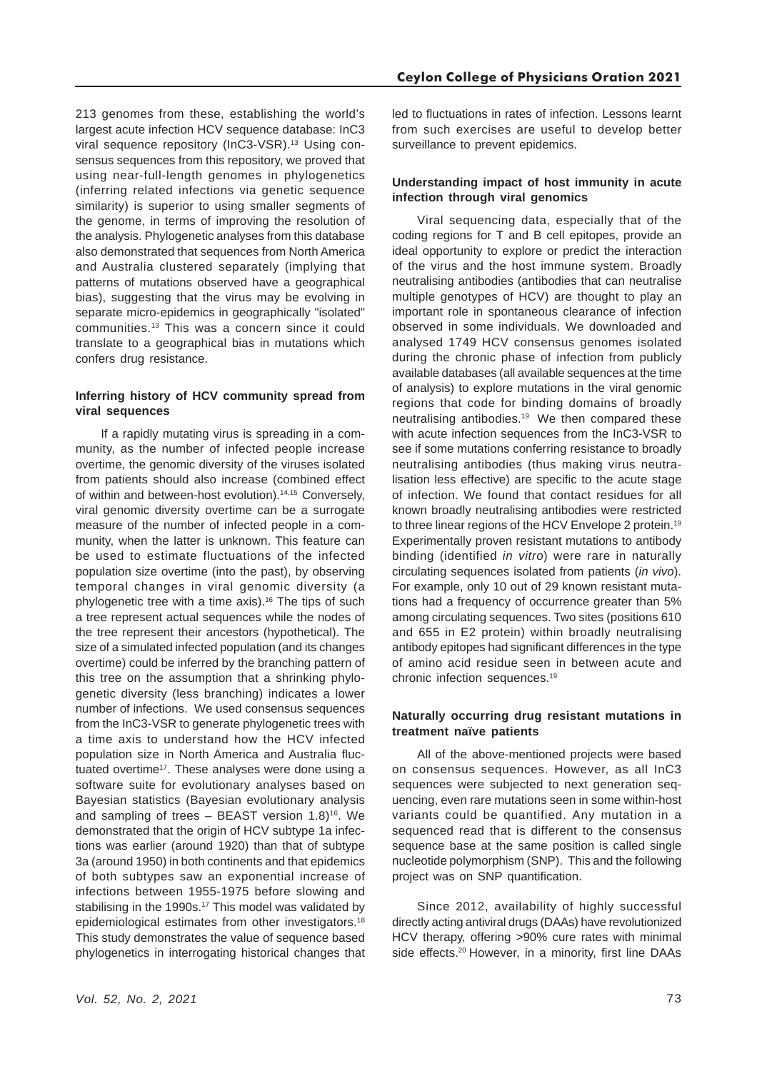213 genomes from these, establishing the world's largest acute infection HCV sequence database: InC3 viral sequence repository (InC3-VSR).[13] Using consensus sequences from this repository, we proved that using near-full-length genomes in phylogenetics (inferring related infections via genetic sequence similarity) is superior to using smaller segments of the genome, in terms of improving the resolution of the analysis. Phylogenetic analyses from this database also demonstrated that sequences from North America and Australia clustered separately (implying that patterns of mutations observed have a geographical bias), suggesting that the virus may be evolving in separate micro-epidemics in geographically "isolated" communities.[13] This was a concern since it could translate to a geographical bias in mutations which confers drug resistance.

**Inferring history of HCV community spread from viral sequences**

If a rapidly mutating virus is spreading in a community, as the number of infected people increase overtime, the genomic diversity of the viruses isolated from patients should also increase (combined effect of within and between-host evolution).[14,15] Conversely, viral genomic diversity overtime can be a surrogate measure of the number of infected people in a community, when the latter is unknown. This feature can be used to estimate fluctuations of the infected population size overtime (into the past), by observing temporal changes in viral genomic diversity (a phylogenetic tree with a time axis).[16] The tips of such a tree represent actual sequences while the nodes of the tree represent their ancestors (hypothetical). The size of a simulated infected population (and its changes overtime) could be inferred by the branching pattern of this tree on the assumption that a shrinking phylogenetic diversity (less branching) indicates a lower number of infections. We used consensus sequences from the InC3-VSR to generate phylogenetic trees with a time axis to understand how the HCV infected population size in North America and Australia fluctuated overtime[17]. These analyses were done using a software suite for evolutionary analyses based on Bayesian statistics (Bayesian evolutionary analysis and sampling of trees – BEAST version 1.8)[16]. We demonstrated that the origin of HCV subtype 1a infections was earlier (around 1920) than that of subtype 3a (around 1950) in both continents and that epidemics of both subtypes saw an exponential increase of infections between 1955-1975 before slowing and stabilising in the 1990s.[17] This model was validated by epidemiological estimates from other investigators.[18] This study demonstrates the value of sequence based phylogenetics in interrogating historical changes that led to fluctuations in rates of infection. Lessons learnt from such exercises are useful to develop better surveillance to prevent epidemics.

**Understanding impact of host immunity in acute infection through viral genomics**

Viral sequencing data, especially that of the coding regions for T and B cell epitopes, provide an ideal opportunity to explore or predict the interaction of the virus and the host immune system. Broadly neutralising antibodies (antibodies that can neutralise multiple genotypes of HCV) are thought to play an important role in spontaneous clearance of infection observed in some individuals. We downloaded and analysed 1749 HCV consensus genomes isolated during the chronic phase of infection from publicly available databases (all available sequences at the time of analysis) to explore mutations in the viral genomic regions that code for binding domains of broadly neutralising antibodies.[19] We then compared these with acute infection sequences from the InC3-VSR to see if some mutations conferring resistance to broadly neutralising antibodies (thus making virus neutralisation less effective) are specific to the acute stage of infection. We found that contact residues for all known broadly neutralising antibodies were restricted to three linear regions of the HCV Envelope 2 protein.[19] Experimentally proven resistant mutations to antibody binding (identified *in vitro*) were rare in naturally circulating sequences isolated from patients (*in vivo*). For example, only 10 out of 29 known resistant mutations had a frequency of occurrence greater than 5% among circulating sequences. Two sites (positions 610 and 655 in E2 protein) within broadly neutralising antibody epitopes had significant differences in the type of amino acid residue seen in between acute and chronic infection sequences.[19]

**Naturally occurring drug resistant mutations in treatment naïve patients**

All of the above-mentioned projects were based on consensus sequences. However, as all InC3 sequences were subjected to next generation sequencing, even rare mutations seen in some within-host variants could be quantified. Any mutation in a sequenced read that is different to the consensus sequence base at the same position is called single nucleotide polymorphism (SNP). This and the following project was on SNP quantification.

Since 2012, availability of highly successful directly acting antiviral drugs (DAAs) have revolutionized HCV therapy, offering >90% cure rates with minimal side effects.[20] However, in a minority, first line DAAs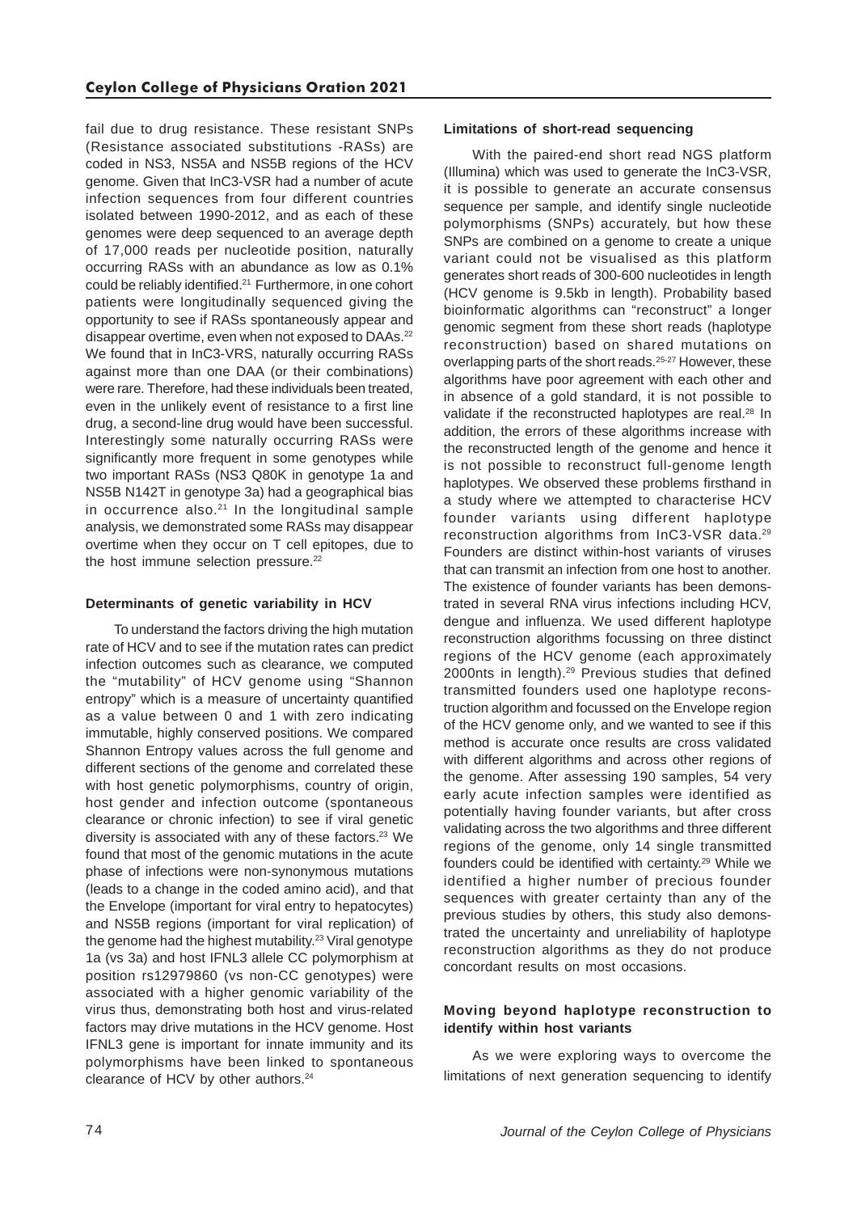fail due to drug resistance. These resistant SNPs (Resistance associated substitutions -RASs) are coded in NS3, NS5A and NS5B regions of the HCV genome. Given that InC3-VSR had a number of acute infection sequences from four different countries isolated between 1990-2012, and as each of these genomes were deep sequenced to an average depth of 17,000 reads per nucleotide position, naturally occurring RASs with an abundance as low as 0.1% could be reliably identified.[21] Furthermore, in one cohort patients were longitudinally sequenced giving the opportunity to see if RASs spontaneously appear and disappear overtime, even when not exposed to DAAs.[22] We found that in InC3-VRS, naturally occurring RASs against more than one DAA (or their combinations) were rare. Therefore, had these individuals been treated, even in the unlikely event of resistance to a first line drug, a second-line drug would have been successful. Interestingly some naturally occurring RASs were significantly more frequent in some genotypes while two important RASs (NS3 Q80K in genotype 1a and NS5B N142T in genotype 3a) had a geographical bias in occurrence also.[21] In the longitudinal sample analysis, we demonstrated some RASs may disappear overtime when they occur on T cell epitopes, due to the host immune selection pressure.[22]

#### Determinants of genetic variability in HCV

To understand the factors driving the high mutation rate of HCV and to see if the mutation rates can predict infection outcomes such as clearance, we computed the "mutability" of HCV genome using "Shannon entropy" which is a measure of uncertainty quantified as a value between 0 and 1 with zero indicating immutable, highly conserved positions. We compared Shannon Entropy values across the full genome and different sections of the genome and correlated these with host genetic polymorphisms, country of origin, host gender and infection outcome (spontaneous clearance or chronic infection) to see if viral genetic diversity is associated with any of these factors.[23] We found that most of the genomic mutations in the acute phase of infections were non-synonymous mutations (leads to a change in the coded amino acid), and that the Envelope (important for viral entry to hepatocytes) and NS5B regions (important for viral replication) of the genome had the highest mutability.[23] Viral genotype 1a (vs 3a) and host IFNL3 allele CC polymorphism at position rs12979860 (vs non-CC genotypes) were associated with a higher genomic variability of the virus thus, demonstrating both host and virus-related factors may drive mutations in the HCV genome. Host IFNL3 gene is important for innate immunity and its polymorphisms have been linked to spontaneous clearance of HCV by other authors.[24]

#### Limitations of short-read sequencing

With the paired-end short read NGS platform (Illumina) which was used to generate the InC3-VSR, it is possible to generate an accurate consensus sequence per sample, and identify single nucleotide polymorphisms (SNPs) accurately, but how these SNPs are combined on a genome to create a unique variant could not be visualised as this platform generates short reads of 300-600 nucleotides in length (HCV genome is 9.5kb in length). Probability based bioinformatic algorithms can "reconstruct" a longer genomic segment from these short reads (haplotype reconstruction) based on shared mutations on overlapping parts of the short reads.[25-27] However, these algorithms have poor agreement with each other and in absence of a gold standard, it is not possible to validate if the reconstructed haplotypes are real.[28] In addition, the errors of these algorithms increase with the reconstructed length of the genome and hence it is not possible to reconstruct full-genome length haplotypes. We observed these problems firsthand in a study where we attempted to characterise HCV founder variants using different haplotype reconstruction algorithms from InC3-VSR data.[29] Founders are distinct within-host variants of viruses that can transmit an infection from one host to another. The existence of founder variants has been demonstrated in several RNA virus infections including HCV, dengue and influenza. We used different haplotype reconstruction algorithms focussing on three distinct regions of the HCV genome (each approximately 2000nts in length).[29] Previous studies that defined transmitted founders used one haplotype reconstruction algorithm and focussed on the Envelope region of the HCV genome only, and we wanted to see if this method is accurate once results are cross validated with different algorithms and across other regions of the genome. After assessing 190 samples, 54 very early acute infection samples were identified as potentially having founder variants, but after cross validating across the two algorithms and three different regions of the genome, only 14 single transmitted founders could be identified with certainty.[29] While we identified a higher number of precious founder sequences with greater certainty than any of the previous studies by others, this study also demonstrated the uncertainty and unreliability of haplotype reconstruction algorithms as they do not produce concordant results on most occasions.

#### Moving beyond haplotype reconstruction to identify within host variants

As we were exploring ways to overcome the limitations of next generation sequencing to identify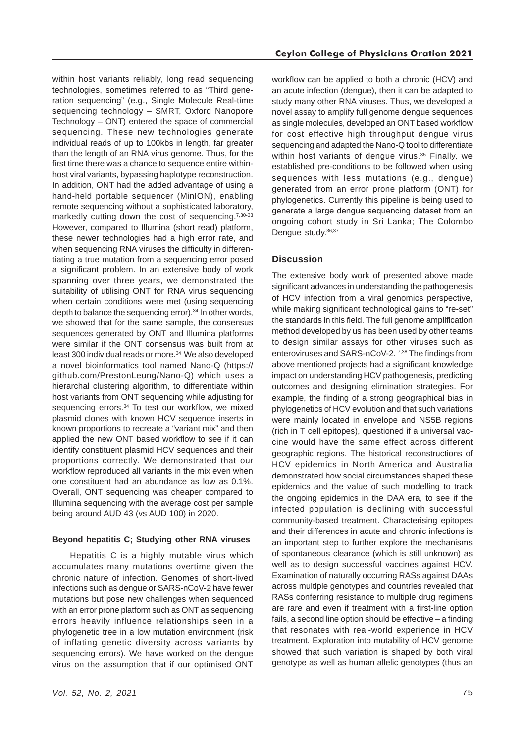within host variants reliably, long read sequencing technologies, sometimes referred to as "Third generation sequencing" (e.g., Single Molecule Real-time sequencing technology – SMRT, Oxford Nanopore Technology – ONT) entered the space of commercial sequencing. These new technologies generate individual reads of up to 100kbs in length, far greater than the length of an RNA virus genome. Thus, for the first time there was a chance to sequence entire within-host viral variants, bypassing haplotype reconstruction. In addition, ONT had the added advantage of using a hand-held portable sequencer (MinION), enabling remote sequencing without a sophisticated laboratory, markedly cutting down the cost of sequencing.[7,30-33] However, compared to Illumina (short read) platform, these newer technologies had a high error rate, and when sequencing RNA viruses the difficulty in differentiating a true mutation from a sequencing error posed a significant problem. In an extensive body of work spanning over three years, we demonstrated the suitability of utilising ONT for RNA virus sequencing when certain conditions were met (using sequencing depth to balance the sequencing error).[34] In other words, we showed that for the same sample, the consensus sequences generated by ONT and Illumina platforms were similar if the ONT consensus was built from at least 300 individual reads or more.[34] We also developed a novel bioinformatics tool named Nano-Q (https://github.com/PrestonLeung/Nano-Q) which uses a hierarchal clustering algorithm, to differentiate within host variants from ONT sequencing while adjusting for sequencing errors.[34] To test our workflow, we mixed plasmid clones with known HCV sequence inserts in known proportions to recreate a "variant mix" and then applied the new ONT based workflow to see if it can identify constituent plasmid HCV sequences and their proportions correctly. We demonstrated that our workflow reproduced all variants in the mix even when one constituent had an abundance as low as 0.1%. Overall, ONT sequencing was cheaper compared to Illumina sequencing with the average cost per sample being around AUD 43 (vs AUD 100) in 2020.

#### Beyond hepatitis C; Studying other RNA viruses

Hepatitis C is a highly mutable virus which accumulates many mutations overtime given the chronic nature of infection. Genomes of short-lived infections such as dengue or SARS-nCoV-2 have fewer mutations but pose new challenges when sequenced with an error prone platform such as ONT as sequencing errors heavily influence relationships seen in a phylogenetic tree in a low mutation environment (risk of inflating genetic diversity across variants by sequencing errors). We have worked on the dengue virus on the assumption that if our optimised ONT workflow can be applied to both a chronic (HCV) and an acute infection (dengue), then it can be adapted to study many other RNA viruses. Thus, we developed a novel assay to amplify full genome dengue sequences as single molecules, developed an ONT based workflow for cost effective high throughput dengue virus sequencing and adapted the Nano-Q tool to differentiate within host variants of dengue virus.[35] Finally, we established pre-conditions to be followed when using sequences with less mutations (e.g., dengue) generated from an error prone platform (ONT) for phylogenetics. Currently this pipeline is being used to generate a large dengue sequencing dataset from an ongoing cohort study in Sri Lanka; The Colombo Dengue study.[36,37]

### Discussion

The extensive body work of presented above made significant advances in understanding the pathogenesis of HCV infection from a viral genomics perspective, while making significant technological gains to "re-set" the standards in this field. The full genome amplification method developed by us has been used by other teams to design similar assays for other viruses such as enteroviruses and SARS-nCoV-2. [7,38] The findings from above mentioned projects had a significant knowledge impact on understanding HCV pathogenesis, predicting outcomes and designing elimination strategies. For example, the finding of a strong geographical bias in phylogenetics of HCV evolution and that such variations were mainly located in envelope and NS5B regions (rich in T cell epitopes), questioned if a universal vaccine would have the same effect across different geographic regions. The historical reconstructions of HCV epidemics in North America and Australia demonstrated how social circumstances shaped these epidemics and the value of such modelling to track the ongoing epidemics in the DAA era, to see if the infected population is declining with successful community-based treatment. Characterising epitopes and their differences in acute and chronic infections is an important step to further explore the mechanisms of spontaneous clearance (which is still unknown) as well as to design successful vaccines against HCV. Examination of naturally occurring RASs against DAAs across multiple genotypes and countries revealed that RASs conferring resistance to multiple drug regimens are rare and even if treatment with a first-line option fails, a second line option should be effective – a finding that resonates with real-world experience in HCV treatment. Exploration into mutability of HCV genome showed that such variation is shaped by both viral genotype as well as human allelic genotypes (thus an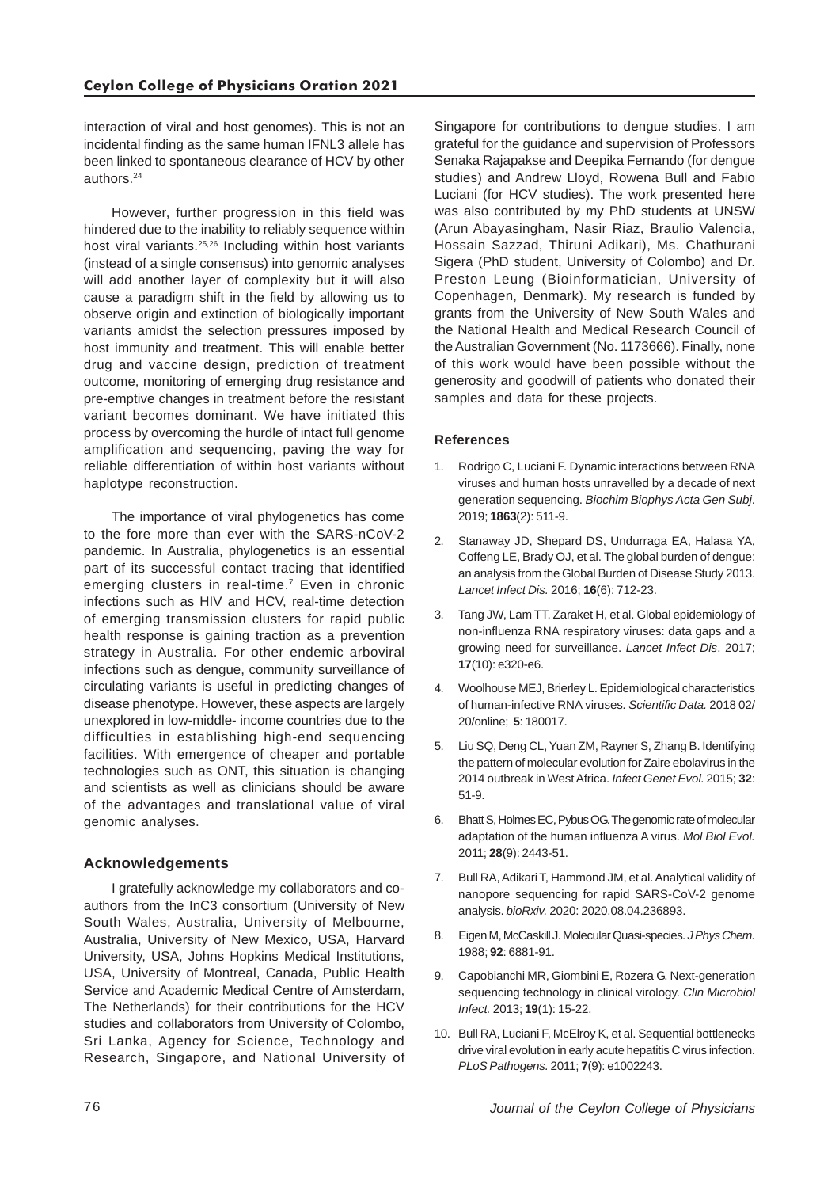interaction of viral and host genomes). This is not an incidental finding as the same human IFNL3 allele has been linked to spontaneous clearance of HCV by other authors.[24]

However, further progression in this field was hindered due to the inability to reliably sequence within host viral variants.[25,26] Including within host variants (instead of a single consensus) into genomic analyses will add another layer of complexity but it will also cause a paradigm shift in the field by allowing us to observe origin and extinction of biologically important variants amidst the selection pressures imposed by host immunity and treatment. This will enable better drug and vaccine design, prediction of treatment outcome, monitoring of emerging drug resistance and pre-emptive changes in treatment before the resistant variant becomes dominant. We have initiated this process by overcoming the hurdle of intact full genome amplification and sequencing, paving the way for reliable differentiation of within host variants without haplotype reconstruction.

The importance of viral phylogenetics has come to the fore more than ever with the SARS-nCoV-2 pandemic. In Australia, phylogenetics is an essential part of its successful contact tracing that identified emerging clusters in real-time.[7] Even in chronic infections such as HIV and HCV, real-time detection of emerging transmission clusters for rapid public health response is gaining traction as a prevention strategy in Australia. For other endemic arboviral infections such as dengue, community surveillance of circulating variants is useful in predicting changes of disease phenotype. However, these aspects are largely unexplored in low-middle- income countries due to the difficulties in establishing high-end sequencing facilities. With emergence of cheaper and portable technologies such as ONT, this situation is changing and scientists as well as clinicians should be aware of the advantages and translational value of viral genomic analyses.

## Acknowledgements

I gratefully acknowledge my collaborators and co-authors from the InC3 consortium (University of New South Wales, Australia, University of Melbourne, Australia, University of New Mexico, USA, Harvard University, USA, Johns Hopkins Medical Institutions, USA, University of Montreal, Canada, Public Health Service and Academic Medical Centre of Amsterdam, The Netherlands) for their contributions for the HCV studies and collaborators from University of Colombo, Sri Lanka, Agency for Science, Technology and Research, Singapore, and National University of Singapore for contributions to dengue studies. I am grateful for the guidance and supervision of Professors Senaka Rajapakse and Deepika Fernando (for dengue studies) and Andrew Lloyd, Rowena Bull and Fabio Luciani (for HCV studies). The work presented here was also contributed by my PhD students at UNSW (Arun Abayasingham, Nasir Riaz, Braulio Valencia, Hossain Sazzad, Thiruni Adikari), Ms. Chathurani Sigera (PhD student, University of Colombo) and Dr. Preston Leung (Bioinformatician, University of Copenhagen, Denmark). My research is funded by grants from the University of New South Wales and the National Health and Medical Research Council of the Australian Government (No. 1173666). Finally, none of this work would have been possible without the generosity and goodwill of patients who donated their samples and data for these projects.

## References

1. Rodrigo C, Luciani F. Dynamic interactions between RNA viruses and human hosts unravelled by a decade of next generation sequencing. *Biochim Biophys Acta Gen Subj*. 2019; **1863**(2): 511-9.
2. Stanaway JD, Shepard DS, Undurraga EA, Halasa YA, Coffeng LE, Brady OJ, et al. The global burden of dengue: an analysis from the Global Burden of Disease Study 2013. *Lancet Infect Dis.* 2016; **16**(6): 712-23.
3. Tang JW, Lam TT, Zaraket H, et al. Global epidemiology of non-influenza RNA respiratory viruses: data gaps and a growing need for surveillance. *Lancet Infect Dis*. 2017; **17**(10): e320-e6.
4. Woolhouse MEJ, Brierley L. Epidemiological characteristics of human-infective RNA viruses. *Scientific Data.* 2018 02/20/online; **5**: 180017.
5. Liu SQ, Deng CL, Yuan ZM, Rayner S, Zhang B. Identifying the pattern of molecular evolution for Zaire ebolavirus in the 2014 outbreak in West Africa. *Infect Genet Evol.* 2015; **32**: 51-9.
6. Bhatt S, Holmes EC, Pybus OG. The genomic rate of molecular adaptation of the human influenza A virus. *Mol Biol Evol.* 2011; **28**(9): 2443-51.
7. Bull RA, Adikari T, Hammond JM, et al. Analytical validity of nanopore sequencing for rapid SARS-CoV-2 genome analysis. *bioRxiv.* 2020: 2020.08.04.236893.
8. Eigen M, McCaskill J. Molecular Quasi-species. *J Phys Chem.* 1988; **92**: 6881-91.
9. Capobianchi MR, Giombini E, Rozera G. Next-generation sequencing technology in clinical virology. *Clin Microbiol Infect.* 2013; **19**(1): 15-22.
10. Bull RA, Luciani F, McElroy K, et al. Sequential bottlenecks drive viral evolution in early acute hepatitis C virus infection. *PLoS Pathogens.* 2011; **7**(9): e1002243.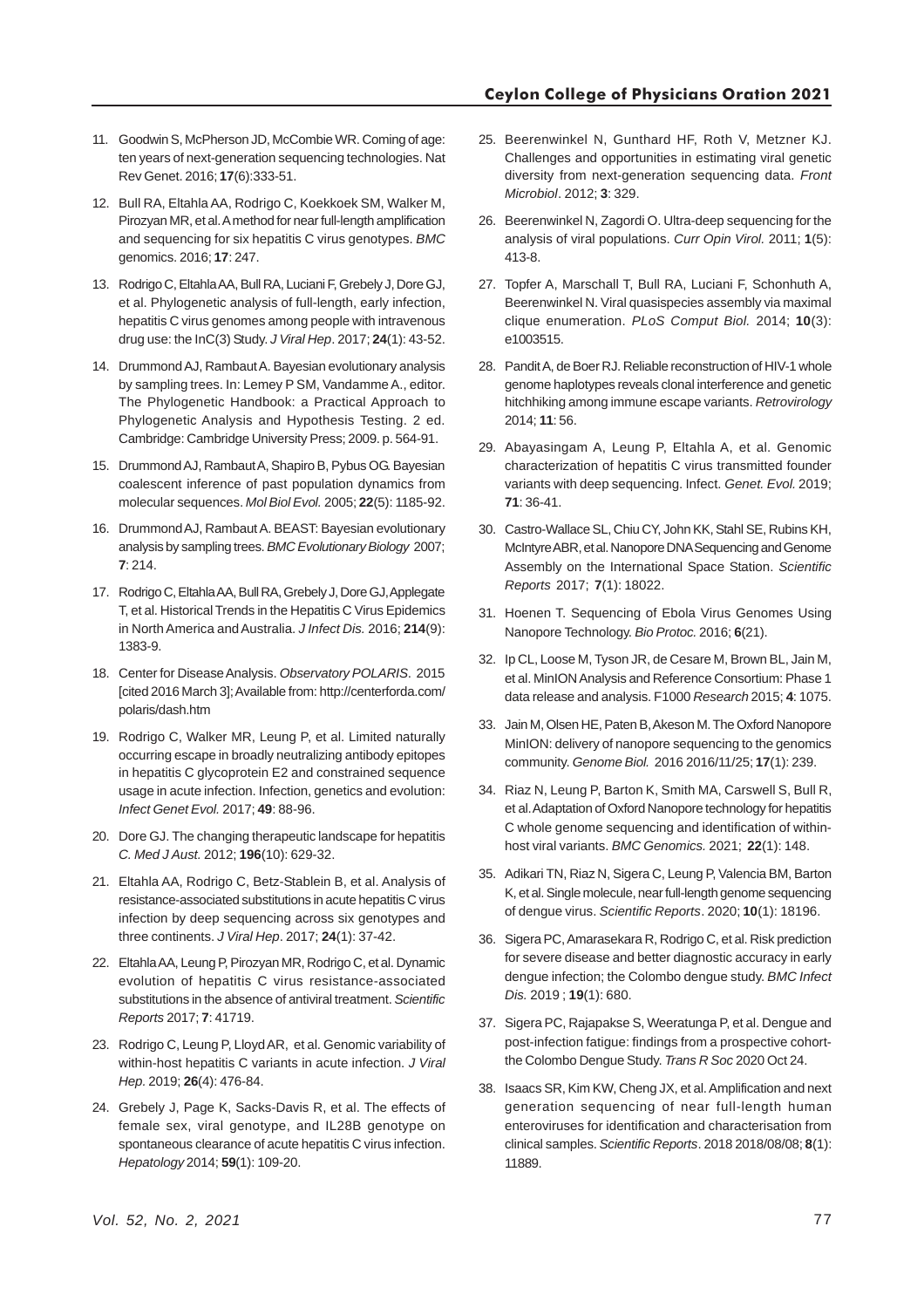11. Goodwin S, McPherson JD, McCombie WR. Coming of age: ten years of next-generation sequencing technologies. Nat Rev Genet. 2016; **17**(6):333-51.

12. Bull RA, Eltahla AA, Rodrigo C, Koekkoek SM, Walker M, Pirozyan MR, et al. A method for near full-length amplification and sequencing for six hepatitis C virus genotypes. *BMC* genomics. 2016; **17**: 247.

13. Rodrigo C, Eltahla AA, Bull RA, Luciani F, Grebely J, Dore GJ, et al. Phylogenetic analysis of full-length, early infection, hepatitis C virus genomes among people with intravenous drug use: the InC(3) Study. *J Viral Hep*. 2017; **24**(1): 43-52.

14. Drummond AJ, Rambaut A. Bayesian evolutionary analysis by sampling trees. In: Lemey P SM, Vandamme A., editor. The Phylogenetic Handbook: a Practical Approach to Phylogenetic Analysis and Hypothesis Testing. 2 ed. Cambridge: Cambridge University Press; 2009. p. 564-91.

15. Drummond AJ, Rambaut A, Shapiro B, Pybus OG. Bayesian coalescent inference of past population dynamics from molecular sequences. *Mol Biol Evol.* 2005; **22**(5): 1185-92.

16. Drummond AJ, Rambaut A. BEAST: Bayesian evolutionary analysis by sampling trees. *BMC Evolutionary Biology* 2007; **7**: 214.

17. Rodrigo C, Eltahla AA, Bull RA, Grebely J, Dore GJ, Applegate T, et al. Historical Trends in the Hepatitis C Virus Epidemics in North America and Australia. *J Infect Dis.* 2016; **214**(9): 1383-9.

18. Center for Disease Analysis. *Observatory POLARIS*. 2015 [cited 2016 March 3]; Available from: http://centerforda.com/polaris/dash.htm

19. Rodrigo C, Walker MR, Leung P, et al. Limited naturally occurring escape in broadly neutralizing antibody epitopes in hepatitis C glycoprotein E2 and constrained sequence usage in acute infection. Infection, genetics and evolution: *Infect Genet Evol.* 2017; **49**: 88-96.

20. Dore GJ. The changing therapeutic landscape for hepatitis *C. Med J Aust.* 2012; **196**(10): 629-32.

21. Eltahla AA, Rodrigo C, Betz-Stablein B, et al. Analysis of resistance-associated substitutions in acute hepatitis C virus infection by deep sequencing across six genotypes and three continents. *J Viral Hep*. 2017; **24**(1): 37-42.

22. Eltahla AA, Leung P, Pirozyan MR, Rodrigo C, et al. Dynamic evolution of hepatitis C virus resistance-associated substitutions in the absence of antiviral treatment. *Scientific Reports* 2017; **7**: 41719.

23. Rodrigo C, Leung P, Lloyd AR, et al. Genomic variability of within-host hepatitis C variants in acute infection. *J Viral Hep.* 2019; **26**(4): 476-84.

24. Grebely J, Page K, Sacks-Davis R, et al. The effects of female sex, viral genotype, and IL28B genotype on spontaneous clearance of acute hepatitis C virus infection. *Hepatology* 2014; **59**(1): 109-20.

25. Beerenwinkel N, Gunthard HF, Roth V, Metzner KJ. Challenges and opportunities in estimating viral genetic diversity from next-generation sequencing data. *Front Microbiol*. 2012; **3**: 329.

26. Beerenwinkel N, Zagordi O. Ultra-deep sequencing for the analysis of viral populations. *Curr Opin Virol.* 2011; **1**(5): 413-8.

27. Topfer A, Marschall T, Bull RA, Luciani F, Schonhuth A, Beerenwinkel N. Viral quasispecies assembly via maximal clique enumeration. *PLoS Comput Biol.* 2014; **10**(3): e1003515.

28. Pandit A, de Boer RJ. Reliable reconstruction of HIV-1 whole genome haplotypes reveals clonal interference and genetic hitchhiking among immune escape variants. *Retrovirology* 2014; **11**: 56.

29. Abayasingam A, Leung P, Eltahla A, et al. Genomic characterization of hepatitis C virus transmitted founder variants with deep sequencing. Infect. *Genet. Evol.* 2019; **71**: 36-41.

30. Castro-Wallace SL, Chiu CY, John KK, Stahl SE, Rubins KH, McIntyre ABR, et al. Nanopore DNA Sequencing and Genome Assembly on the International Space Station. *Scientific Reports* 2017; **7**(1): 18022.

31. Hoenen T. Sequencing of Ebola Virus Genomes Using Nanopore Technology. *Bio Protoc.* 2016; **6**(21).

32. Ip CL, Loose M, Tyson JR, de Cesare M, Brown BL, Jain M, et al. MinION Analysis and Reference Consortium: Phase 1 data release and analysis. F1000 *Research* 2015; **4**: 1075.

33. Jain M, Olsen HE, Paten B, Akeson M. The Oxford Nanopore MinION: delivery of nanopore sequencing to the genomics community. *Genome Biol.* 2016 2016/11/25; **17**(1): 239.

34. Riaz N, Leung P, Barton K, Smith MA, Carswell S, Bull R, et al. Adaptation of Oxford Nanopore technology for hepatitis C whole genome sequencing and identification of within-host viral variants. *BMC Genomics.* 2021; **22**(1): 148.

35. Adikari TN, Riaz N, Sigera C, Leung P, Valencia BM, Barton K, et al. Single molecule, near full-length genome sequencing of dengue virus. *Scientific Reports*. 2020; **10**(1): 18196.

36. Sigera PC, Amarasekara R, Rodrigo C, et al. Risk prediction for severe disease and better diagnostic accuracy in early dengue infection; the Colombo dengue study. *BMC Infect Dis.* 2019 ; **19**(1): 680.

37. Sigera PC, Rajapakse S, Weeratunga P, et al. Dengue and post-infection fatigue: findings from a prospective cohort- the Colombo Dengue Study. *Trans R Soc* 2020 Oct 24.

38. Isaacs SR, Kim KW, Cheng JX, et al. Amplification and next generation sequencing of near full-length human enteroviruses for identification and characterisation from clinical samples. *Scientific Reports*. 2018 2018/08/08; **8**(1): 11889.